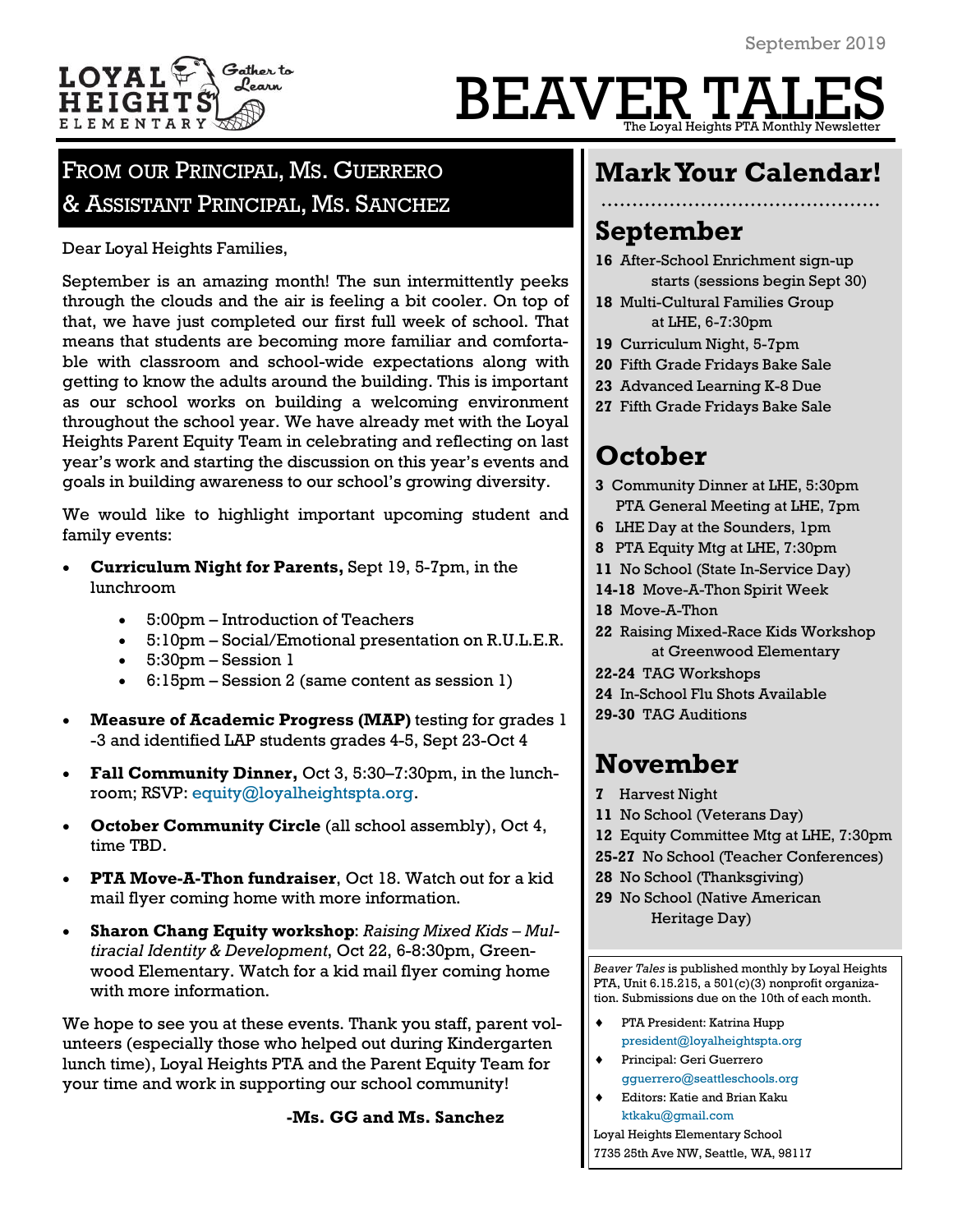September 2019

LOYAL HEIGHTS ELEMENTARY — Gather to Learn

# BEAVER TALES

The Loyal Heights PTA Monthly Newsletter

## From our Principal, Ms. Guerrero & Assistant Principal, Ms. Sanchez

Dear Loyal Heights Families,

September is an amazing month! The sun intermittently peeks through the clouds and the air is feeling a bit cooler. On top of that, we have just completed our first full week of school. That means that students are becoming more familiar and comfortable with classroom and school-wide expectations along with getting to know the adults around the building. This is important as our school works on building a welcoming environment throughout the school year. We have already met with the Loyal Heights Parent Equity Team in celebrating and reflecting on last year's work and starting the discussion on this year's events and goals in building awareness to our school's growing diversity.

We would like to highlight important upcoming student and family events:

- **Curriculum Night for Parents,** Sept 19, 5-7pm, in the lunchroom
  - 5:00pm – Introduction of Teachers
  - 5:10pm – Social/Emotional presentation on R.U.L.E.R.
  - 5:30pm – Session 1
  - 6:15pm – Session 2 (same content as session 1)
- **Measure of Academic Progress (MAP)** testing for grades 1-3 and identified LAP students grades 4-5, Sept 23-Oct 4
- **Fall Community Dinner,** Oct 3, 5:30–7:30pm, in the lunchroom; RSVP: equity@loyalheightspta.org.
- **October Community Circle** (all school assembly), Oct 4, time TBD.
- **PTA Move-A-Thon fundraiser**, Oct 18. Watch out for a kid mail flyer coming home with more information.
- **Sharon Chang Equity workshop**: *Raising Mixed Kids – Multiracial Identity & Development*, Oct 22, 6-8:30pm, Greenwood Elementary. Watch for a kid mail flyer coming home with more information.

We hope to see you at these events. Thank you staff, parent volunteers (especially those who helped out during Kindergarten lunch time), Loyal Heights PTA and the Parent Equity Team for your time and work in supporting our school community!

**-Ms. GG and Ms. Sanchez**

## Mark Your Calendar!

### September

- **16** After-School Enrichment sign-up starts (sessions begin Sept 30)
- **18** Multi-Cultural Families Group at LHE, 6-7:30pm
- **19** Curriculum Night, 5-7pm
- **20** Fifth Grade Fridays Bake Sale
- **23** Advanced Learning K-8 Due
- **27** Fifth Grade Fridays Bake Sale

### October

- **3** Community Dinner at LHE, 5:30pm
  PTA General Meeting at LHE, 7pm
- **6** LHE Day at the Sounders, 1pm
- **8** PTA Equity Mtg at LHE, 7:30pm
- **11** No School (State In-Service Day)
- **14-18** Move-A-Thon Spirit Week
- **18** Move-A-Thon
- **22** Raising Mixed-Race Kids Workshop at Greenwood Elementary
- **22-24** TAG Workshops
- **24** In-School Flu Shots Available
- **29-30** TAG Auditions

### November

- **7** Harvest Night
- **11** No School (Veterans Day)
- **12** Equity Committee Mtg at LHE, 7:30pm
- **25-27** No School (Teacher Conferences)
- **28** No School (Thanksgiving)
- **29** No School (Native American Heritage Day)

*Beaver Tales* is published monthly by Loyal Heights PTA, Unit 6.15.215, a 501(c)(3) nonprofit organization. Submissions due on the 10th of each month.

- PTA President: Katrina Hupp
  president@loyalheightspta.org
- Principal: Geri Guerrero
  gguerrero@seattleschools.org
- Editors: Katie and Brian Kaku
  ktkaku@gmail.com

Loyal Heights Elementary School
7735 25th Ave NW, Seattle, WA, 98117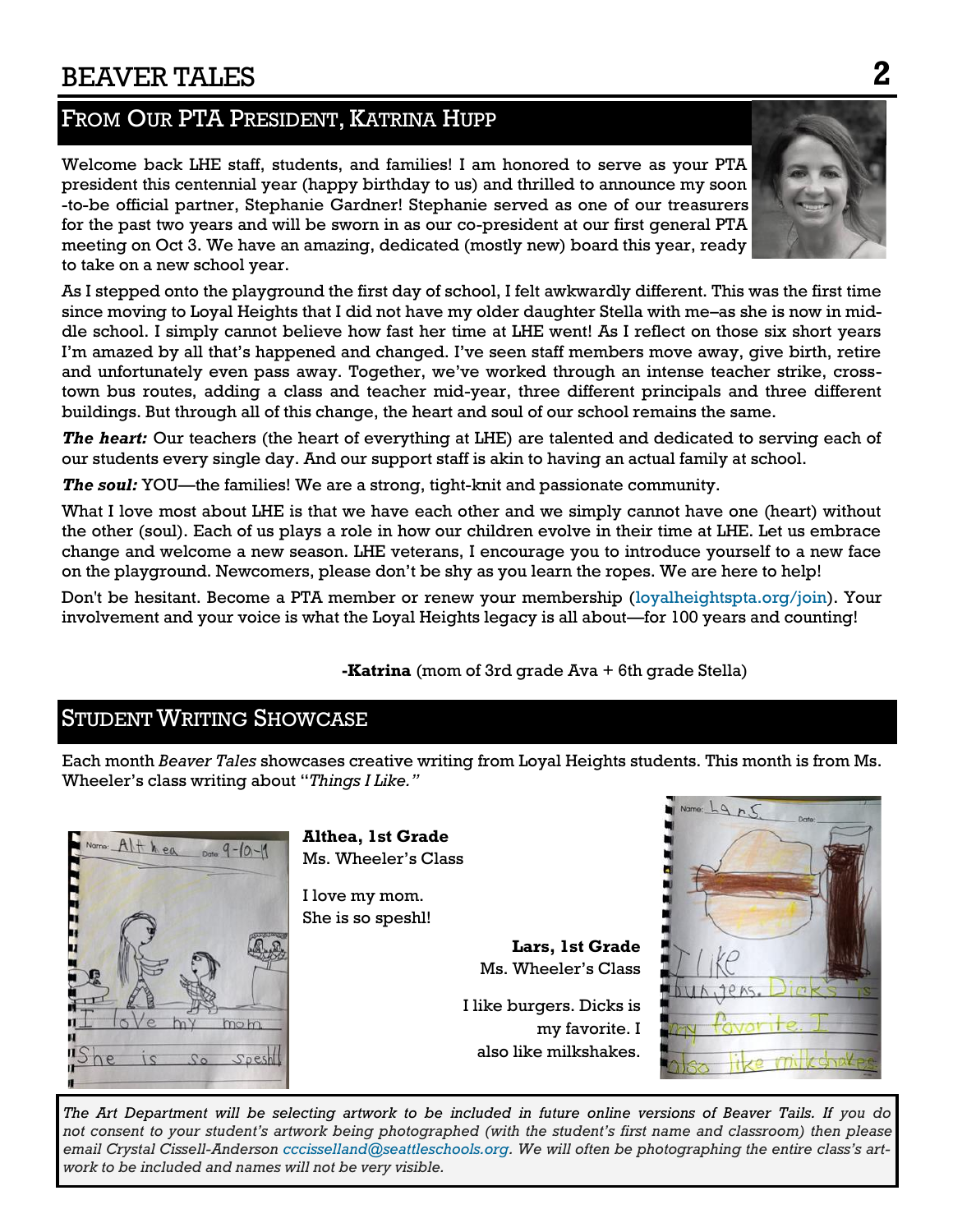## From Our PTA President, Katrina Hupp

Welcome back LHE staff, students, and families! I am honored to serve as your PTA president this centennial year (happy birthday to us) and thrilled to announce my soon-to-be official partner, Stephanie Gardner! Stephanie served as one of our treasurers for the past two years and will be sworn in as our co-president at our first general PTA meeting on Oct 3. We have an amazing, dedicated (mostly new) board this year, ready to take on a new school year.

As I stepped onto the playground the first day of school, I felt awkwardly different. This was the first time since moving to Loyal Heights that I did not have my older daughter Stella with me–as she is now in middle school. I simply cannot believe how fast her time at LHE went! As I reflect on those six short years I'm amazed by all that's happened and changed. I've seen staff members move away, give birth, retire and unfortunately even pass away. Together, we've worked through an intense teacher strike, cross-town bus routes, adding a class and teacher mid-year, three different principals and three different buildings. But through all of this change, the heart and soul of our school remains the same.

***The heart:*** Our teachers (the heart of everything at LHE) are talented and dedicated to serving each of our students every single day. And our support staff is akin to having an actual family at school.

***The soul:*** YOU—the families! We are a strong, tight-knit and passionate community.

What I love most about LHE is that we have each other and we simply cannot have one (heart) without the other (soul). Each of us plays a role in how our children evolve in their time at LHE. Let us embrace change and welcome a new season. LHE veterans, I encourage you to introduce yourself to a new face on the playground. Newcomers, please don't be shy as you learn the ropes. We are here to help!

Don't be hesitant. Become a PTA member or renew your membership (loyalheightspta.org/join). Your involvement and your voice is what the Loyal Heights legacy is all about—for 100 years and counting!

**-Katrina** (mom of 3rd grade Ava + 6th grade Stella)

## Student Writing Showcase

Each month *Beaver Tales* showcases creative writing from Loyal Heights students. This month is from Ms. Wheeler's class writing about "*Things I Like.*"

**Althea, 1st Grade**
Ms. Wheeler's Class

I love my mom.
She is so speshl!

**Lars, 1st Grade**
Ms. Wheeler's Class

I like burgers. Dicks is my favorite. I also like milkshakes.

*The Art Department will be selecting artwork to be included in future online versions of Beaver Tails. If you do not consent to your student's artwork being photographed (with the student's first name and classroom) then please email Crystal Cissell-Anderson cccisselland@seattleschools.org. We will often be photographing the entire class's artwork to be included and names will not be very visible.*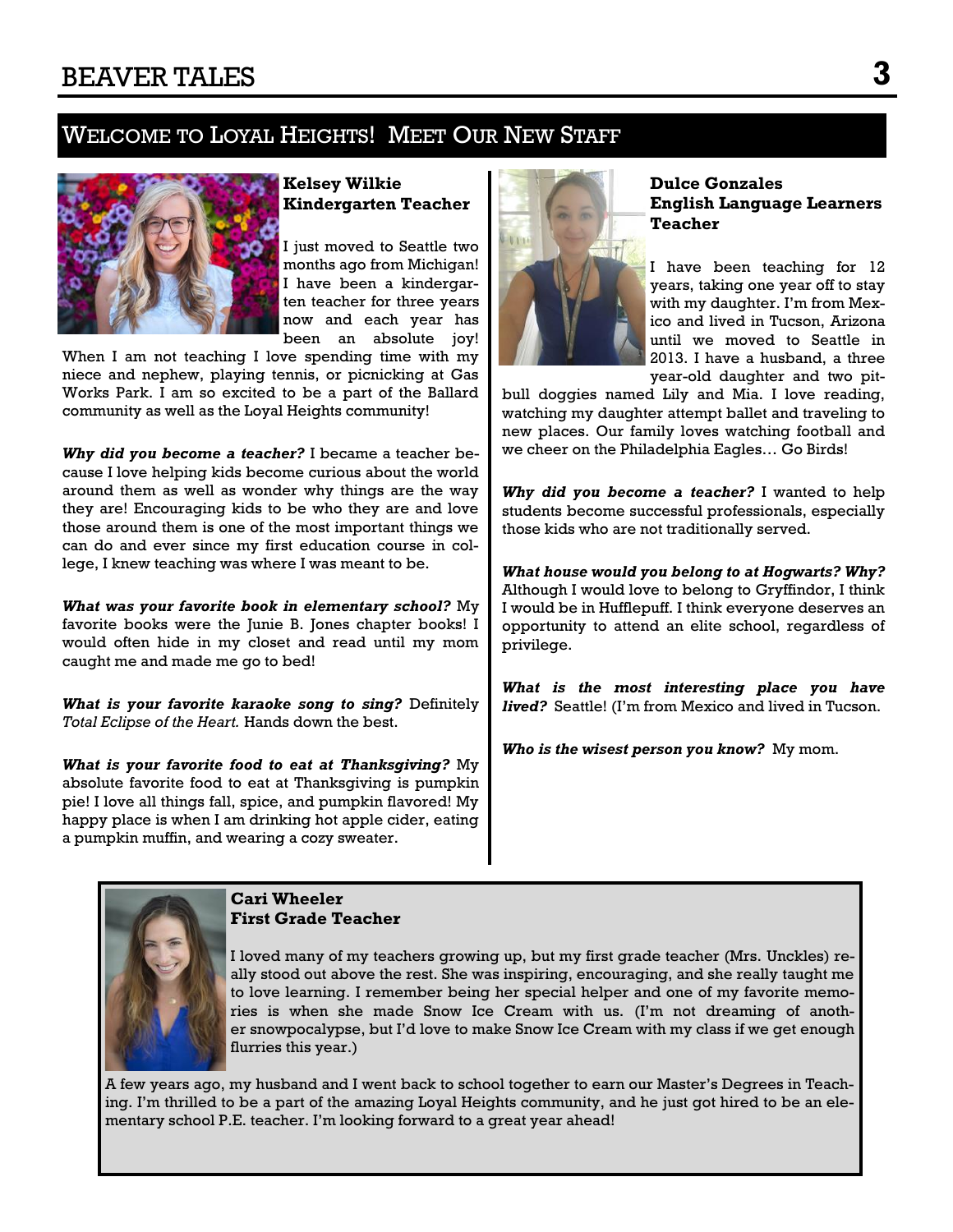## Welcome to Loyal Heights! Meet Our New Staff

**Kelsey Wilkie**
**Kindergarten Teacher**

I just moved to Seattle two months ago from Michigan! I have been a kindergarten teacher for three years now and each year has been an absolute joy! When I am not teaching I love spending time with my niece and nephew, playing tennis, or picnicking at Gas Works Park. I am so excited to be a part of the Ballard community as well as the Loyal Heights community!

***Why did you become a teacher?*** I became a teacher because I love helping kids become curious about the world around them as well as wonder why things are the way they are! Encouraging kids to be who they are and love those around them is one of the most important things we can do and ever since my first education course in college, I knew teaching was where I was meant to be.

***What was your favorite book in elementary school?*** My favorite books were the Junie B. Jones chapter books! I would often hide in my closet and read until my mom caught me and made me go to bed!

***What is your favorite karaoke song to sing?*** Definitely *Total Eclipse of the Heart.* Hands down the best.

***What is your favorite food to eat at Thanksgiving?*** My absolute favorite food to eat at Thanksgiving is pumpkin pie! I love all things fall, spice, and pumpkin flavored! My happy place is when I am drinking hot apple cider, eating a pumpkin muffin, and wearing a cozy sweater.

**Dulce Gonzales**
**English Language Learners Teacher**

I have been teaching for 12 years, taking one year off to stay with my daughter. I'm from Mexico and lived in Tucson, Arizona until we moved to Seattle in 2013. I have a husband, a three year-old daughter and two pit-bull doggies named Lily and Mia. I love reading, watching my daughter attempt ballet and traveling to new places. Our family loves watching football and we cheer on the Philadelphia Eagles… Go Birds!

***Why did you become a teacher?*** I wanted to help students become successful professionals, especially those kids who are not traditionally served.

***What house would you belong to at Hogwarts? Why?*** Although I would love to belong to Gryffindor, I think I would be in Hufflepuff. I think everyone deserves an opportunity to attend an elite school, regardless of privilege.

***What is the most interesting place you have lived?*** Seattle! (I'm from Mexico and lived in Tucson.

***Who is the wisest person you know?*** My mom.

**Cari Wheeler**
**First Grade Teacher**

I loved many of my teachers growing up, but my first grade teacher (Mrs. Unckles) really stood out above the rest. She was inspiring, encouraging, and she really taught me to love learning. I remember being her special helper and one of my favorite memories is when she made Snow Ice Cream with us. (I'm not dreaming of another snowpocalypse, but I'd love to make Snow Ice Cream with my class if we get enough flurries this year.)

A few years ago, my husband and I went back to school together to earn our Master's Degrees in Teaching. I'm thrilled to be a part of the amazing Loyal Heights community, and he just got hired to be an elementary school P.E. teacher. I'm looking forward to a great year ahead!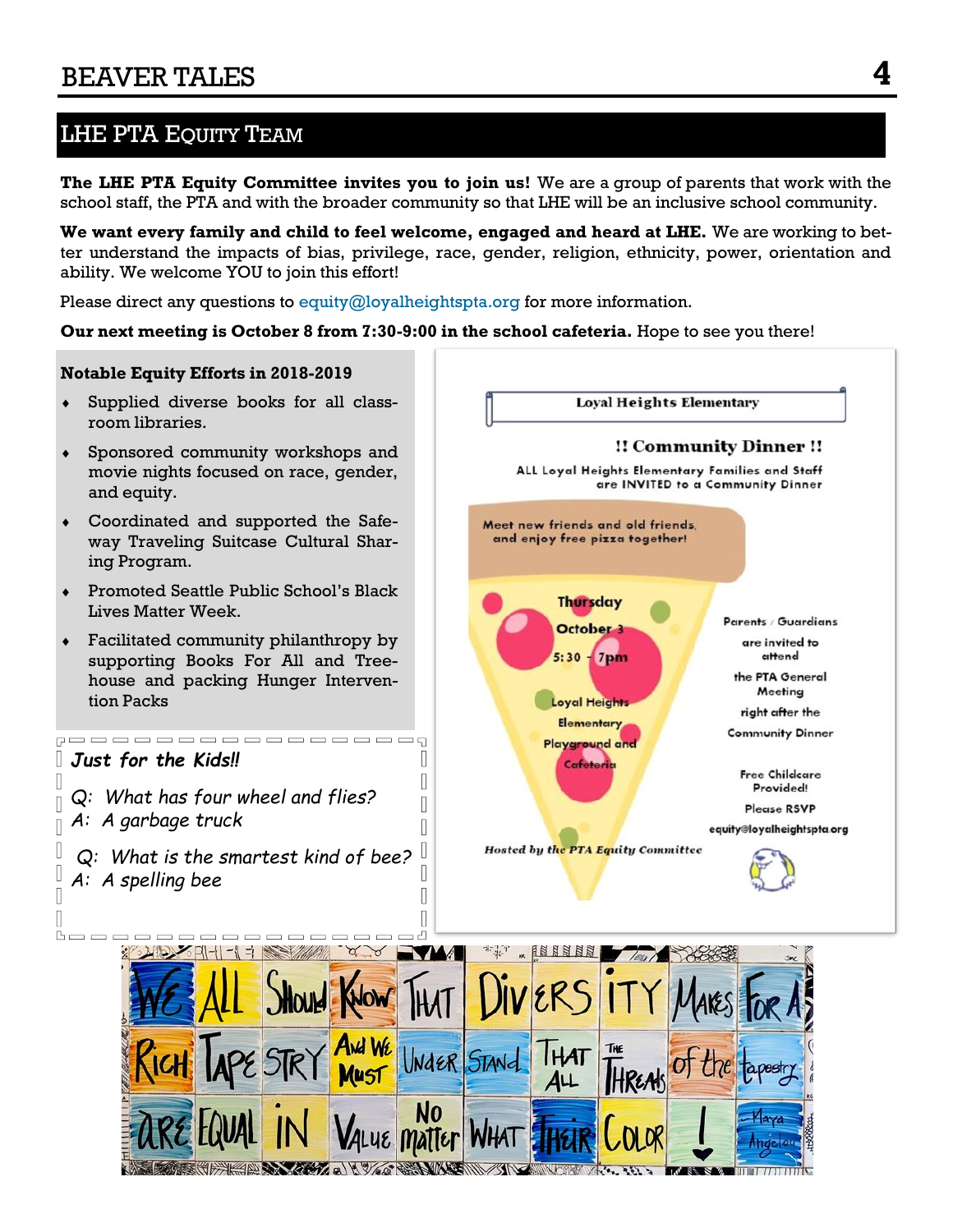## LHE PTA Equity Team

**The LHE PTA Equity Committee invites you to join us!** We are a group of parents that work with the school staff, the PTA and with the broader community so that LHE will be an inclusive school community.

**We want every family and child to feel welcome, engaged and heard at LHE.** We are working to better understand the impacts of bias, privilege, race, gender, religion, ethnicity, power, orientation and ability. We welcome YOU to join this effort!

Please direct any questions to equity@loyalheightspta.org for more information.

**Our next meeting is October 8 from 7:30-9:00 in the school cafeteria.** Hope to see you there!

**Notable Equity Efforts in 2018-2019**

- Supplied diverse books for all classroom libraries.
- Sponsored community workshops and movie nights focused on race, gender, and equity.
- Coordinated and supported the Safeway Traveling Suitcase Cultural Sharing Program.
- Promoted Seattle Public School's Black Lives Matter Week.
- Facilitated community philanthropy by supporting Books For All and Treehouse and packing Hunger Intervention Packs

*Just for the Kids!!*

*Q: What has four wheel and flies?*
*A: A garbage truck*

*Q: What is the smartest kind of bee?*
*A: A spelling bee*

**Loyal Heights Elementary**

**!! Community Dinner !!**

ALL Loyal Heights Elementary Families and Staff are INVITED to a Community Dinner

Meet new friends and old friends, and enjoy free pizza together!

Thursday
October 3
5:30 - 7pm

Loyal Heights Elementary Playground and Cafeteria

Parents / Guardians are invited to attend the PTA General Meeting right after the Community Dinner

Free Childcare Provided!

Please RSVP
equity@loyalheightspta.org

*Hosted by the PTA Equity Committee*

WE ALL SHOULD KNOW THAT DIVERSITY MAKES FOR A RICH TAPESTRY AND WE MUST UNDERSTAND THAT ALL THE THREADS of the tapestry ARE EQUAL IN VALUE NO matter WHAT THEIR COLOR! -Maya Angelou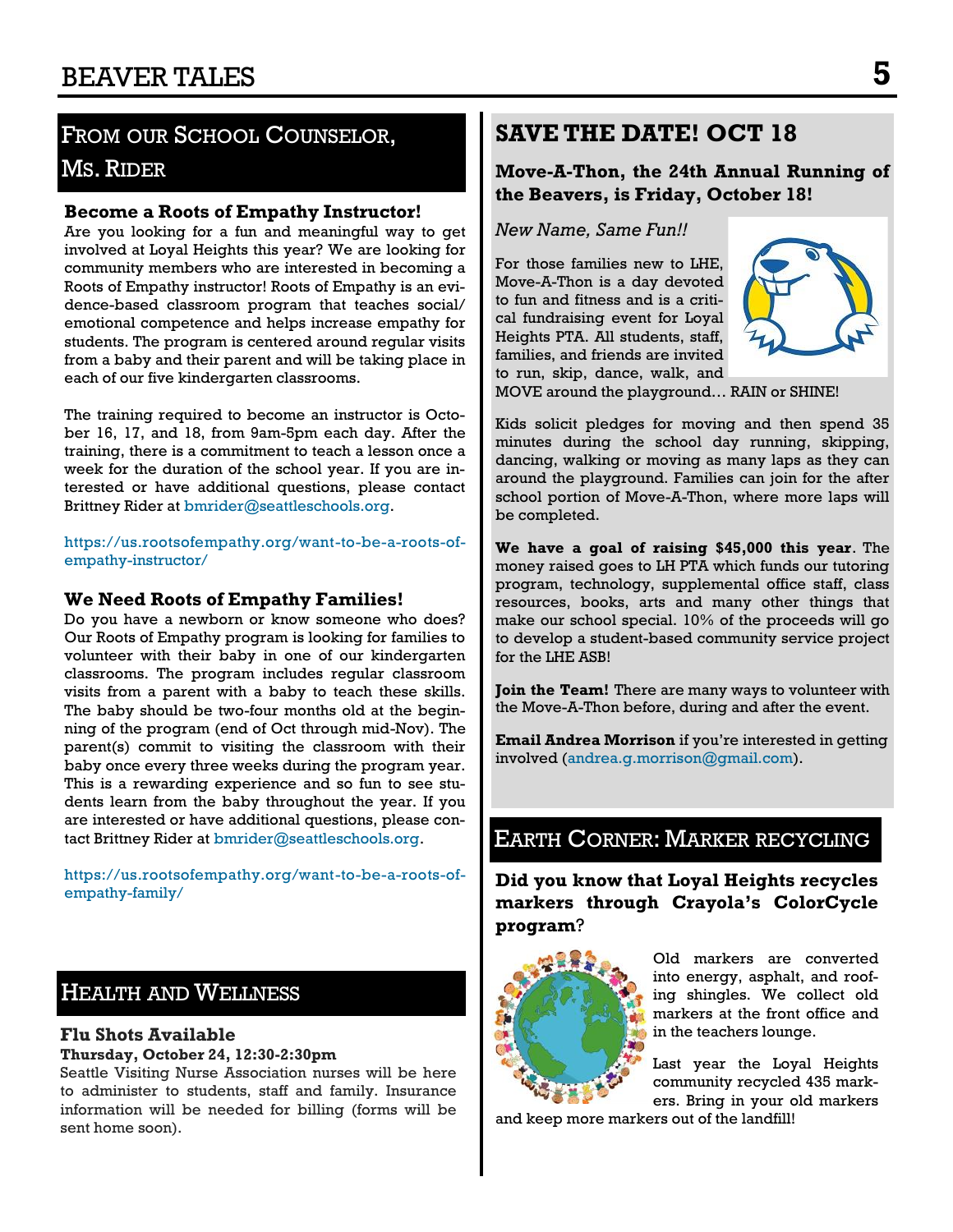## From our School Counselor, Ms. Rider

### Become a Roots of Empathy Instructor!

Are you looking for a fun and meaningful way to get involved at Loyal Heights this year? We are looking for community members who are interested in becoming a Roots of Empathy instructor! Roots of Empathy is an evidence-based classroom program that teaches social/emotional competence and helps increase empathy for students. The program is centered around regular visits from a baby and their parent and will be taking place in each of our five kindergarten classrooms.

The training required to become an instructor is October 16, 17, and 18, from 9am-5pm each day. After the training, there is a commitment to teach a lesson once a week for the duration of the school year. If you are interested or have additional questions, please contact Brittney Rider at bmrider@seattleschools.org.

https://us.rootsofempathy.org/want-to-be-a-roots-of-empathy-instructor/

### We Need Roots of Empathy Families!

Do you have a newborn or know someone who does? Our Roots of Empathy program is looking for families to volunteer with their baby in one of our kindergarten classrooms. The program includes regular classroom visits from a parent with a baby to teach these skills. The baby should be two-four months old at the beginning of the program (end of Oct through mid-Nov). The parent(s) commit to visiting the classroom with their baby once every three weeks during the program year. This is a rewarding experience and so fun to see students learn from the baby throughout the year. If you are interested or have additional questions, please contact Brittney Rider at bmrider@seattleschools.org.

https://us.rootsofempathy.org/want-to-be-a-roots-of-empathy-family/

## Health and Wellness

### Flu Shots Available

**Thursday, October 24, 12:30-2:30pm**

Seattle Visiting Nurse Association nurses will be here to administer to students, staff and family. Insurance information will be needed for billing (forms will be sent home soon).

## SAVE THE DATE! OCT 18

**Move-A-Thon, the 24th Annual Running of the Beavers, is Friday, October 18!**

*New Name, Same Fun!!*

For those families new to LHE, Move-A-Thon is a day devoted to fun and fitness and is a critical fundraising event for Loyal Heights PTA. All students, staff, families, and friends are invited to run, skip, dance, walk, and MOVE around the playground… RAIN or SHINE!

Kids solicit pledges for moving and then spend 35 minutes during the school day running, skipping, dancing, walking or moving as many laps as they can around the playground. Families can join for the after school portion of Move-A-Thon, where more laps will be completed.

**We have a goal of raising $45,000 this year**. The money raised goes to LH PTA which funds our tutoring program, technology, supplemental office staff, class resources, books, arts and many other things that make our school special. 10% of the proceeds will go to develop a student-based community service project for the LHE ASB!

**Join the Team!** There are many ways to volunteer with the Move-A-Thon before, during and after the event.

**Email Andrea Morrison** if you're interested in getting involved (andrea.g.morrison@gmail.com).

## Earth Corner: Marker recycling

**Did you know that Loyal Heights recycles markers through Crayola's ColorCycle program?**

Old markers are converted into energy, asphalt, and roofing shingles. We collect old markers at the front office and in the teachers lounge.

Last year the Loyal Heights community recycled 435 markers. Bring in your old markers and keep more markers out of the landfill!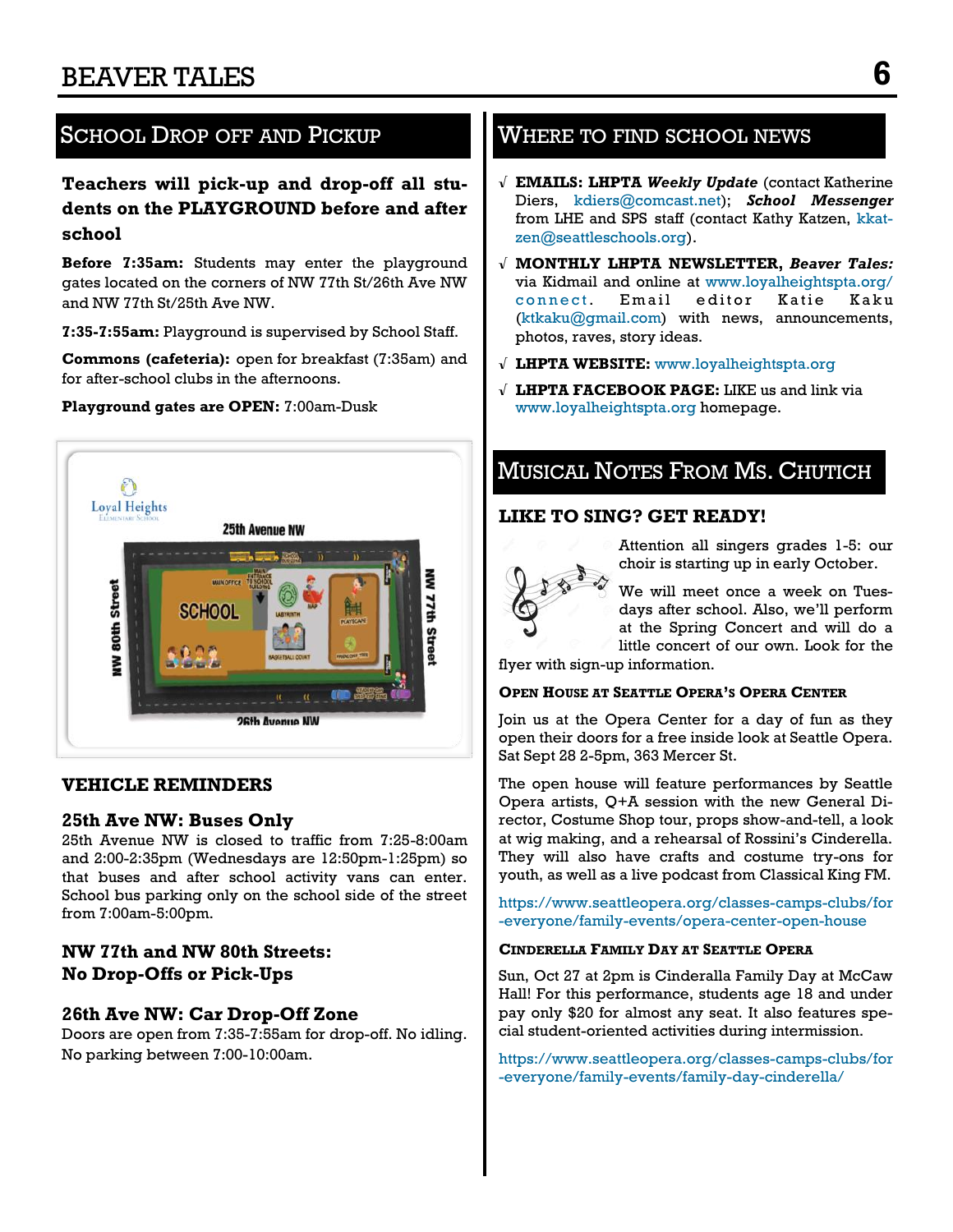## School Drop off and Pickup

**Teachers will pick-up and drop-off all students on the PLAYGROUND before and after school**

**Before 7:35am:** Students may enter the playground gates located on the corners of NW 77th St/26th Ave NW and NW 77th St/25th Ave NW.

**7:35-7:55am:** Playground is supervised by School Staff.

**Commons (cafeteria):** open for breakfast (7:35am) and for after-school clubs in the afternoons.

**Playground gates are OPEN:** 7:00am-Dusk

### VEHICLE REMINDERS

#### 25th Ave NW: Buses Only

25th Avenue NW is closed to traffic from 7:25-8:00am and 2:00-2:35pm (Wednesdays are 12:50pm-1:25pm) so that buses and after school activity vans can enter. School bus parking only on the school side of the street from 7:00am-5:00pm.

#### NW 77th and NW 80th Streets: No Drop-Offs or Pick-Ups

#### 26th Ave NW: Car Drop-Off Zone

Doors are open from 7:35-7:55am for drop-off. No idling. No parking between 7:00-10:00am.

## Where to Find School News

- √ **EMAILS: LHPTA *Weekly Update*** (contact Katherine Diers, kdiers@comcast.net); ***School Messenger*** from LHE and SPS staff (contact Kathy Katzen, kkatzen@seattleschools.org).
- √ **MONTHLY LHPTA NEWSLETTER, *Beaver Tales:*** via Kidmail and online at www.loyalheightspta.org/connect. Email editor Katie Kaku (ktkaku@gmail.com) with news, announcements, photos, raves, story ideas.
- √ **LHPTA WEBSITE:** www.loyalheightspta.org
- √ **LHPTA FACEBOOK PAGE:** LIKE us and link via www.loyalheightspta.org homepage.

## Musical Notes From Ms. Chutich

### LIKE TO SING? GET READY!

Attention all singers grades 1-5: our choir is starting up in early October.

We will meet once a week on Tuesdays after school. Also, we'll perform at the Spring Concert and will do a little concert of our own. Look for the flyer with sign-up information.

#### Open House at Seattle Opera's Opera Center

Join us at the Opera Center for a day of fun as they open their doors for a free inside look at Seattle Opera. Sat Sept 28 2-5pm, 363 Mercer St.

The open house will feature performances by Seattle Opera artists, Q+A session with the new General Director, Costume Shop tour, props show-and-tell, a look at wig making, and a rehearsal of Rossini's Cinderella. They will also have crafts and costume try-ons for youth, as well as a live podcast from Classical King FM.

https://www.seattleopera.org/classes-camps-clubs/for-everyone/family-events/opera-center-open-house

#### Cinderella Family Day at Seattle Opera

Sun, Oct 27 at 2pm is Cinderalla Family Day at McCaw Hall! For this performance, students age 18 and under pay only $20 for almost any seat. It also features special student-oriented activities during intermission.

https://www.seattleopera.org/classes-camps-clubs/for-everyone/family-events/family-day-cinderella/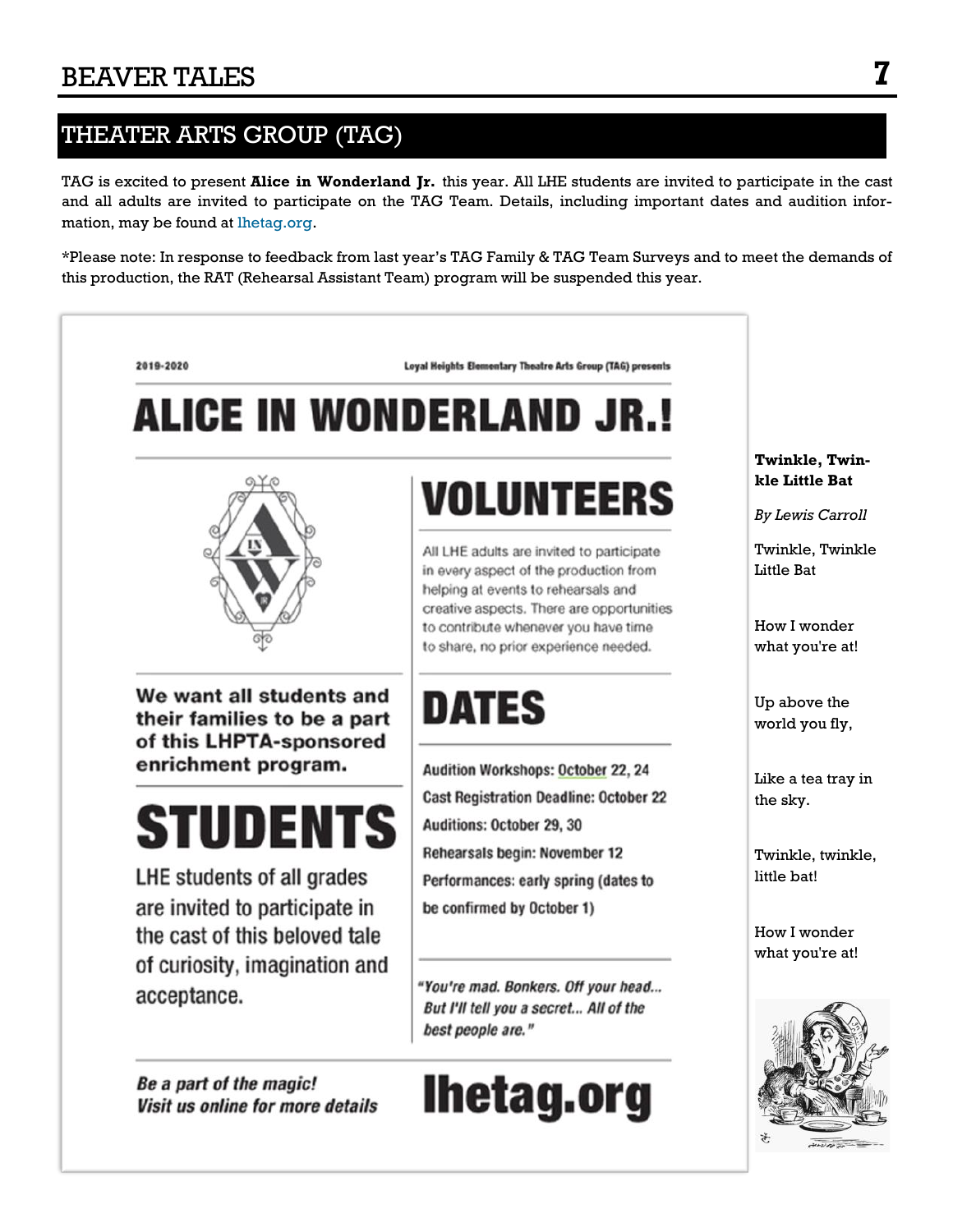## THEATER ARTS GROUP (TAG)

TAG is excited to present **Alice in Wonderland Jr.** this year. All LHE students are invited to participate in the cast and all adults are invited to participate on the TAG Team. Details, including important dates and audition information, may be found at lhetag.org.

*Please note: In response to feedback from last year's TAG Family & TAG Team Surveys and to meet the demands of this production, the RAT (Rehearsal Assistant Team) program will be suspended this year.

2019-2020 — Loyal Heights Elementary Theatre Arts Group (TAG) presents

# ALICE IN WONDERLAND JR.!

**We want all students and their families to be a part of this LHPTA-sponsored enrichment program.**

## STUDENTS

LHE students of all grades are invited to participate in the cast of this beloved tale of curiosity, imagination and acceptance.

## VOLUNTEERS

All LHE adults are invited to participate in every aspect of the production from helping at events to rehearsals and creative aspects. There are opportunities to contribute whenever you have time to share, no prior experience needed.

## DATES

Audition Workshops: October 22, 24

Cast Registration Deadline: October 22

Auditions: October 29, 30

Rehearsals begin: November 12

Performances: early spring (dates to be confirmed by October 1)

*"You're mad. Bonkers. Off your head... But I'll tell you a secret... All of the best people are."*

*Be a part of the magic! Visit us online for more details*

**lhetag.org**

**Twinkle, Twinkle Little Bat**

*By Lewis Carroll*

Twinkle, Twinkle Little Bat

How I wonder what you're at!

Up above the world you fly,

Like a tea tray in the sky.

Twinkle, twinkle, little bat!

How I wonder what you're at!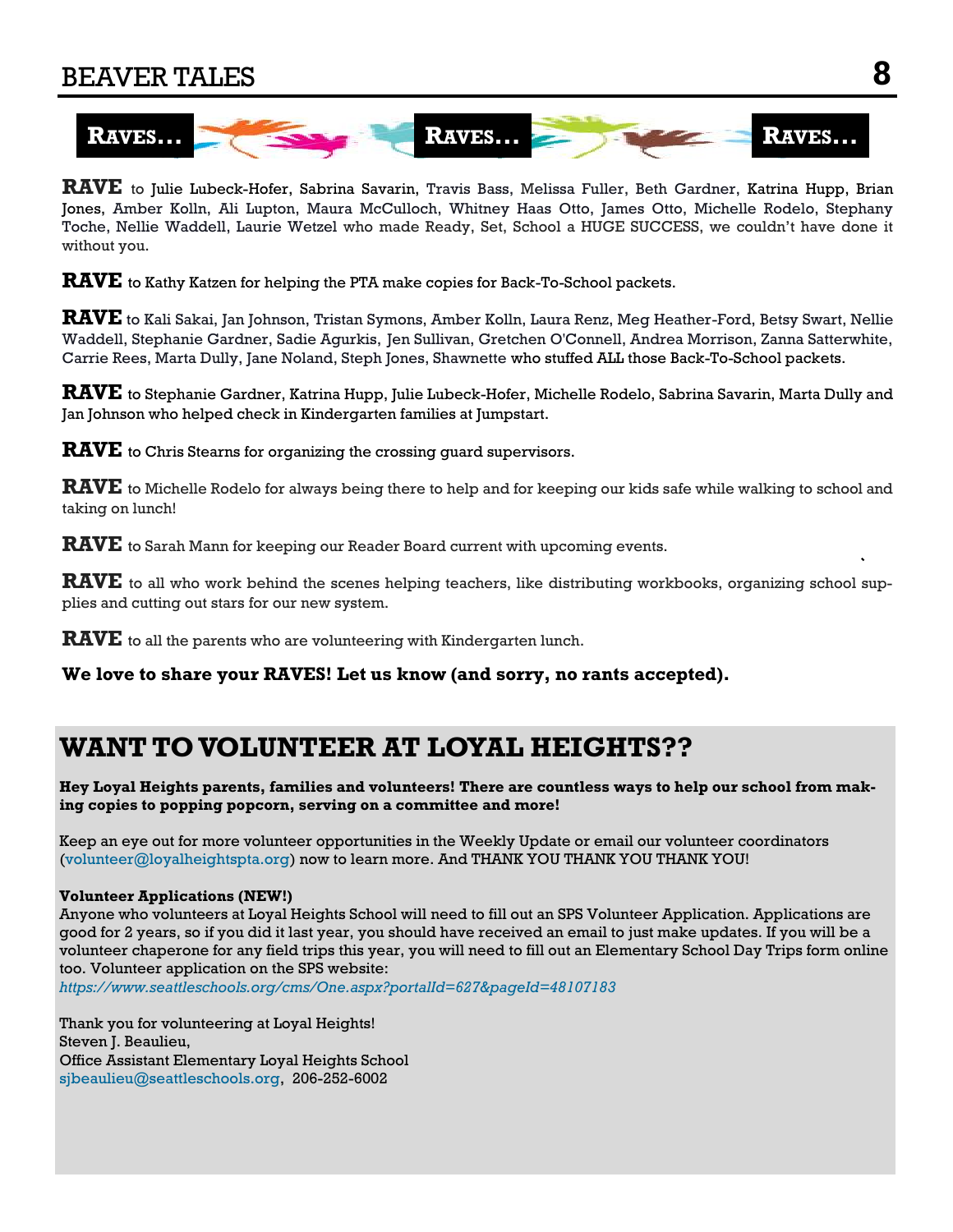**RAVES… RAVES… RAVES…**

**RAVE** to Julie Lubeck-Hofer, Sabrina Savarin, Travis Bass, Melissa Fuller, Beth Gardner, Katrina Hupp, Brian Jones, Amber Kolln, Ali Lupton, Maura McCulloch, Whitney Haas Otto, James Otto, Michelle Rodelo, Stephany Toche, Nellie Waddell, Laurie Wetzel who made Ready, Set, School a HUGE SUCCESS, we couldn't have done it without you.

**RAVE** to Kathy Katzen for helping the PTA make copies for Back-To-School packets.

**RAVE** to Kali Sakai, Jan Johnson, Tristan Symons, Amber Kolln, Laura Renz, Meg Heather-Ford, Betsy Swart, Nellie Waddell, Stephanie Gardner, Sadie Agurkis, Jen Sullivan, Gretchen O'Connell, Andrea Morrison, Zanna Satterwhite, Carrie Rees, Marta Dully, Jane Noland, Steph Jones, Shawnette who stuffed ALL those Back-To-School packets.

**RAVE** to Stephanie Gardner, Katrina Hupp, Julie Lubeck-Hofer, Michelle Rodelo, Sabrina Savarin, Marta Dully and Jan Johnson who helped check in Kindergarten families at Jumpstart.

**RAVE** to Chris Stearns for organizing the crossing guard supervisors.

**RAVE** to Michelle Rodelo for always being there to help and for keeping our kids safe while walking to school and taking on lunch!

**RAVE** to Sarah Mann for keeping our Reader Board current with upcoming events.

**RAVE** to all who work behind the scenes helping teachers, like distributing workbooks, organizing school supplies and cutting out stars for our new system.

**RAVE** to all the parents who are volunteering with Kindergarten lunch.

**We love to share your RAVES! Let us know (and sorry, no rants accepted).**

## WANT TO VOLUNTEER AT LOYAL HEIGHTS??

**Hey Loyal Heights parents, families and volunteers! There are countless ways to help our school from making copies to popping popcorn, serving on a committee and more!**

Keep an eye out for more volunteer opportunities in the Weekly Update or email our volunteer coordinators (volunteer@loyalheightspta.org) now to learn more. And THANK YOU THANK YOU THANK YOU!

**Volunteer Applications (NEW!)**
Anyone who volunteers at Loyal Heights School will need to fill out an SPS Volunteer Application. Applications are good for 2 years, so if you did it last year, you should have received an email to just make updates. If you will be a volunteer chaperone for any field trips this year, you will need to fill out an Elementary School Day Trips form online too. Volunteer application on the SPS website:
*https://www.seattleschools.org/cms/One.aspx?portalId=627&pageId=48107183*

Thank you for volunteering at Loyal Heights!
Steven J. Beaulieu,
Office Assistant Elementary Loyal Heights School
sjbeaulieu@seattleschools.org, 206-252-6002